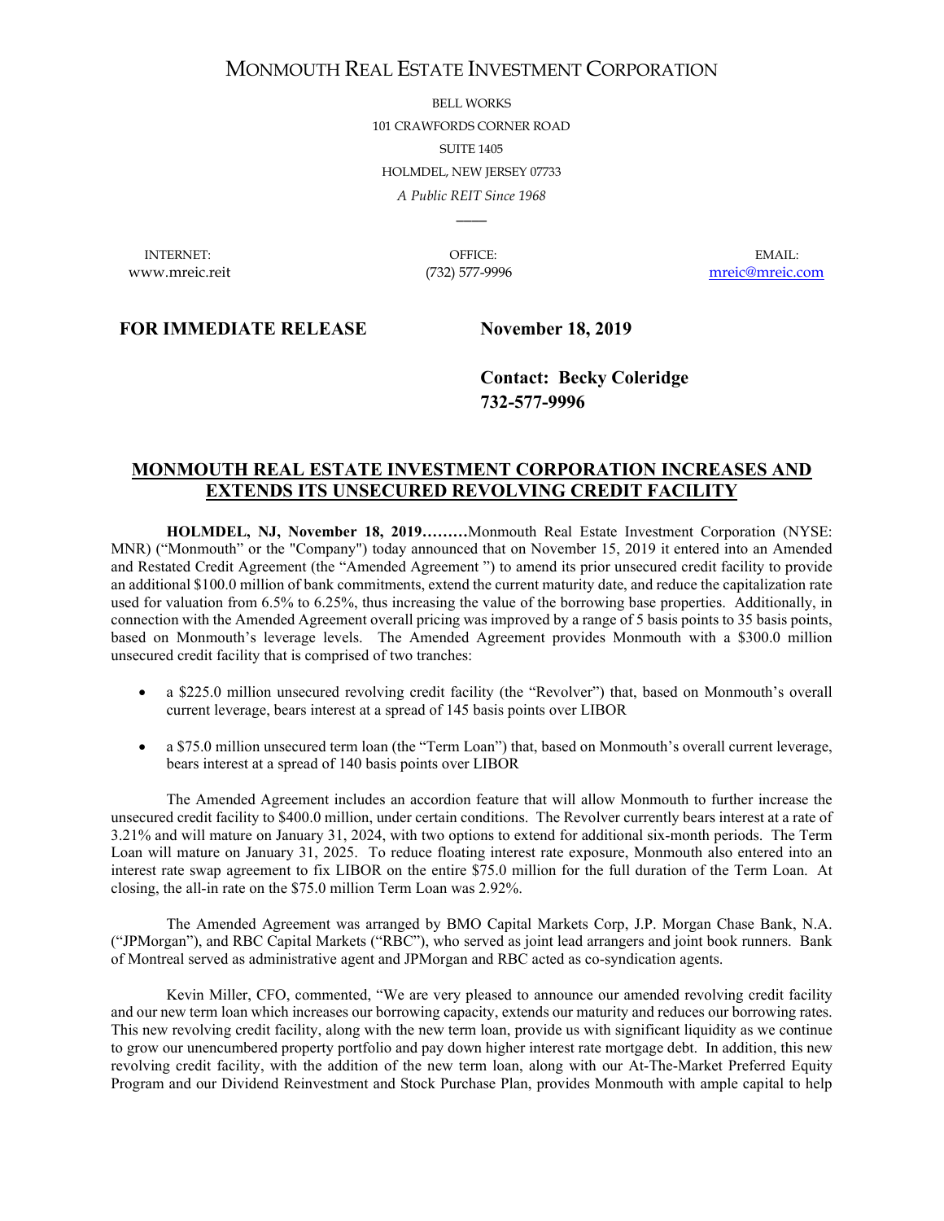# MONMOUTH REAL ESTATE INVESTMENT CORPORATION

BELL WORKS
101 CRAWFORDS CORNER ROAD
SUITE 1405
HOLMDEL, NEW JERSEY 07733
*A Public REIT Since 1968*

INTERNET: www.mreic.reit | OFFICE: (732) 577-9996 | EMAIL: mreic@mreic.com

**FOR IMMEDIATE RELEASE** **November 18, 2019**

**Contact: Becky Coleridge**
**732-577-9996**

## MONMOUTH REAL ESTATE INVESTMENT CORPORATION INCREASES AND EXTENDS ITS UNSECURED REVOLVING CREDIT FACILITY

**HOLMDEL, NJ, November 18, 2019………**Monmouth Real Estate Investment Corporation (NYSE: MNR) ("Monmouth" or the "Company") today announced that on November 15, 2019 it entered into an Amended and Restated Credit Agreement (the "Amended Agreement ") to amend its prior unsecured credit facility to provide an additional $100.0 million of bank commitments, extend the current maturity date, and reduce the capitalization rate used for valuation from 6.5% to 6.25%, thus increasing the value of the borrowing base properties. Additionally, in connection with the Amended Agreement overall pricing was improved by a range of 5 basis points to 35 basis points, based on Monmouth's leverage levels. The Amended Agreement provides Monmouth with a $300.0 million unsecured credit facility that is comprised of two tranches:

- a $225.0 million unsecured revolving credit facility (the "Revolver") that, based on Monmouth's overall current leverage, bears interest at a spread of 145 basis points over LIBOR
- a $75.0 million unsecured term loan (the "Term Loan") that, based on Monmouth's overall current leverage, bears interest at a spread of 140 basis points over LIBOR

The Amended Agreement includes an accordion feature that will allow Monmouth to further increase the unsecured credit facility to $400.0 million, under certain conditions. The Revolver currently bears interest at a rate of 3.21% and will mature on January 31, 2024, with two options to extend for additional six-month periods. The Term Loan will mature on January 31, 2025. To reduce floating interest rate exposure, Monmouth also entered into an interest rate swap agreement to fix LIBOR on the entire $75.0 million for the full duration of the Term Loan. At closing, the all-in rate on the $75.0 million Term Loan was 2.92%.

The Amended Agreement was arranged by BMO Capital Markets Corp, J.P. Morgan Chase Bank, N.A. ("JPMorgan"), and RBC Capital Markets ("RBC"), who served as joint lead arrangers and joint book runners. Bank of Montreal served as administrative agent and JPMorgan and RBC acted as co-syndication agents.

Kevin Miller, CFO, commented, "We are very pleased to announce our amended revolving credit facility and our new term loan which increases our borrowing capacity, extends our maturity and reduces our borrowing rates. This new revolving credit facility, along with the new term loan, provide us with significant liquidity as we continue to grow our unencumbered property portfolio and pay down higher interest rate mortgage debt. In addition, this new revolving credit facility, with the addition of the new term loan, along with our At-The-Market Preferred Equity Program and our Dividend Reinvestment and Stock Purchase Plan, provides Monmouth with ample capital to help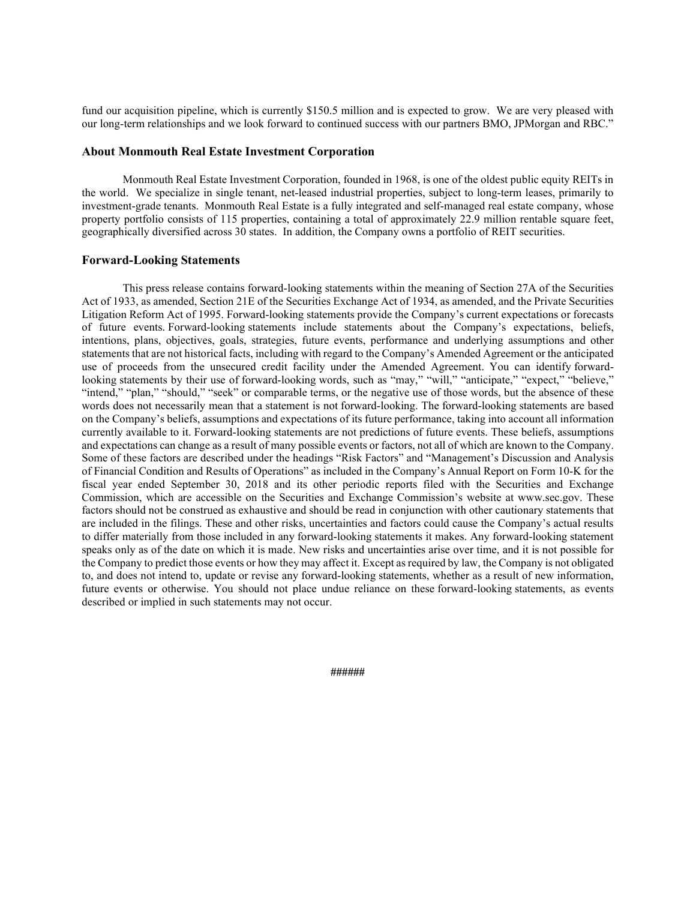fund our acquisition pipeline, which is currently $150.5 million and is expected to grow. We are very pleased with our long-term relationships and we look forward to continued success with our partners BMO, JPMorgan and RBC."

## About Monmouth Real Estate Investment Corporation

Monmouth Real Estate Investment Corporation, founded in 1968, is one of the oldest public equity REITs in the world. We specialize in single tenant, net-leased industrial properties, subject to long-term leases, primarily to investment-grade tenants. Monmouth Real Estate is a fully integrated and self-managed real estate company, whose property portfolio consists of 115 properties, containing a total of approximately 22.9 million rentable square feet, geographically diversified across 30 states. In addition, the Company owns a portfolio of REIT securities.

## Forward-Looking Statements

This press release contains forward-looking statements within the meaning of Section 27A of the Securities Act of 1933, as amended, Section 21E of the Securities Exchange Act of 1934, as amended, and the Private Securities Litigation Reform Act of 1995. Forward-looking statements provide the Company's current expectations or forecasts of future events. Forward-looking statements include statements about the Company's expectations, beliefs, intentions, plans, objectives, goals, strategies, future events, performance and underlying assumptions and other statements that are not historical facts, including with regard to the Company's Amended Agreement or the anticipated use of proceeds from the unsecured credit facility under the Amended Agreement. You can identify forward-looking statements by their use of forward-looking words, such as "may," "will," "anticipate," "expect," "believe," "intend," "plan," "should," "seek" or comparable terms, or the negative use of those words, but the absence of these words does not necessarily mean that a statement is not forward-looking. The forward-looking statements are based on the Company's beliefs, assumptions and expectations of its future performance, taking into account all information currently available to it. Forward-looking statements are not predictions of future events. These beliefs, assumptions and expectations can change as a result of many possible events or factors, not all of which are known to the Company. Some of these factors are described under the headings "Risk Factors" and "Management's Discussion and Analysis of Financial Condition and Results of Operations" as included in the Company's Annual Report on Form 10-K for the fiscal year ended September 30, 2018 and its other periodic reports filed with the Securities and Exchange Commission, which are accessible on the Securities and Exchange Commission's website at www.sec.gov. These factors should not be construed as exhaustive and should be read in conjunction with other cautionary statements that are included in the filings. These and other risks, uncertainties and factors could cause the Company's actual results to differ materially from those included in any forward-looking statements it makes. Any forward-looking statement speaks only as of the date on which it is made. New risks and uncertainties arise over time, and it is not possible for the Company to predict those events or how they may affect it. Except as required by law, the Company is not obligated to, and does not intend to, update or revise any forward-looking statements, whether as a result of new information, future events or otherwise. You should not place undue reliance on these forward-looking statements, as events described or implied in such statements may not occur.

######